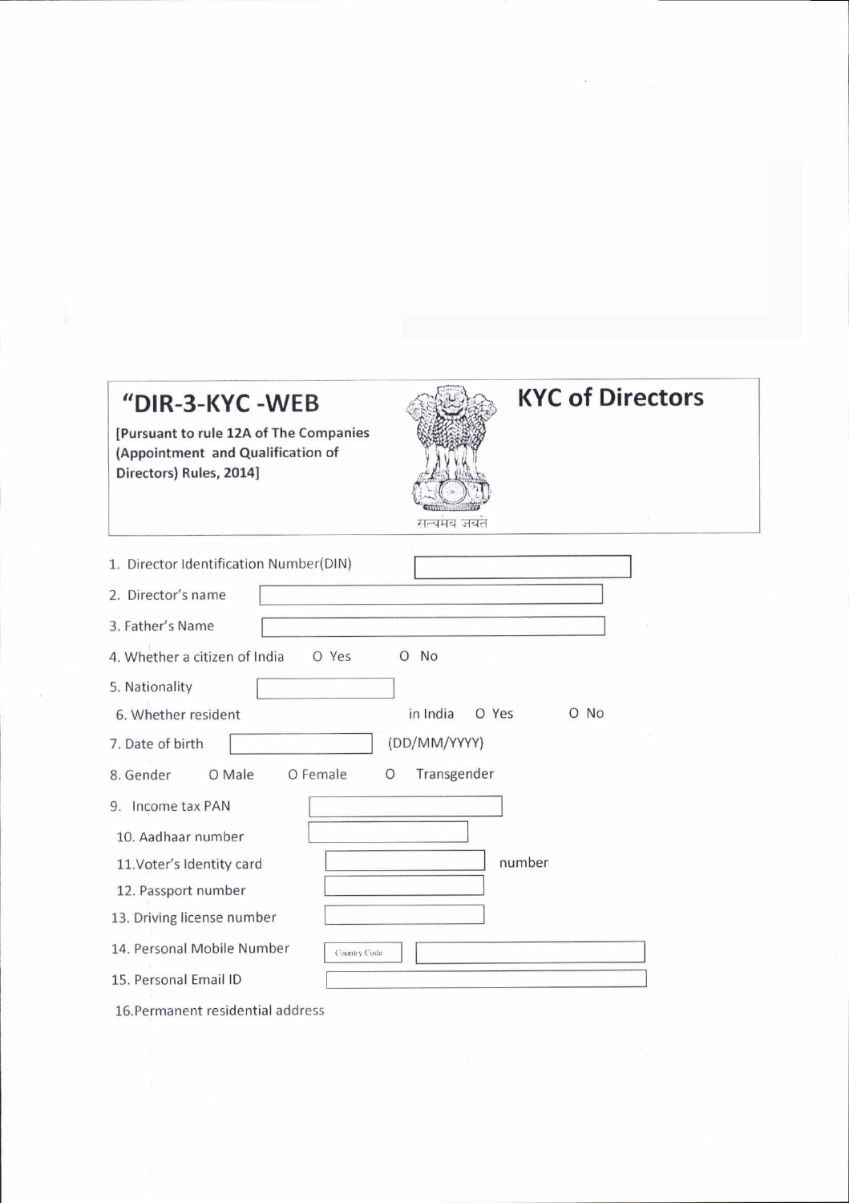# "DIR-3-KYC -WEB

**[Pursuant to rule 12A of The Companies (Appointment and Qualification of Directors) Rules, 2014]**

सत्यमेव जयते

# KYC of Directors

1. Director Identification Number(DIN)
2. Director's name
3. Father's Name
4. Whether a citizen of India O Yes O No
5. Nationality
6. Whether resident in India O Yes O No
7. Date of birth (DD/MM/YYYY)
8. Gender O Male O Female O Transgender
9. Income tax PAN
10. Aadhaar number
11. Voter's Identity card number
12. Passport number
13. Driving license number
14. Personal Mobile Number Country Code
15. Personal Email ID
16. Permanent residential address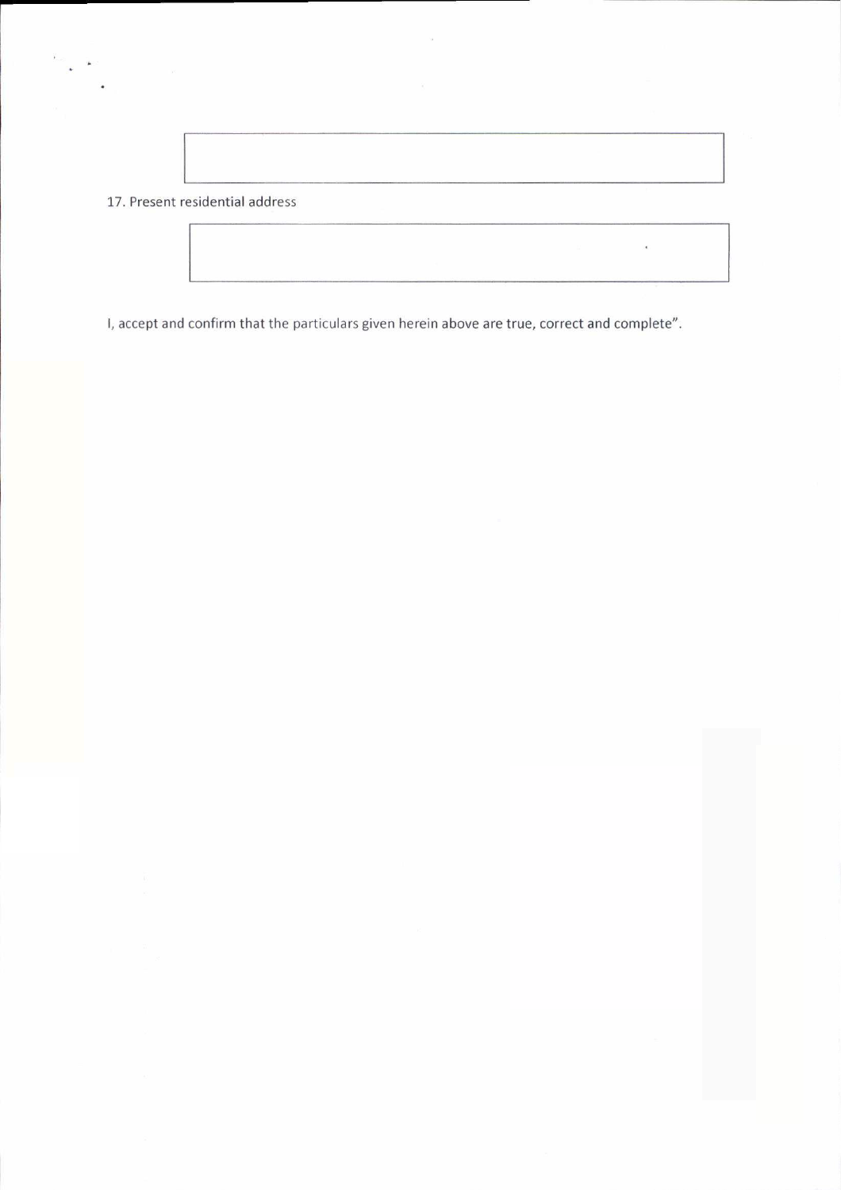17. Present residential address

I, accept and confirm that the particulars given herein above are true, correct and complete".